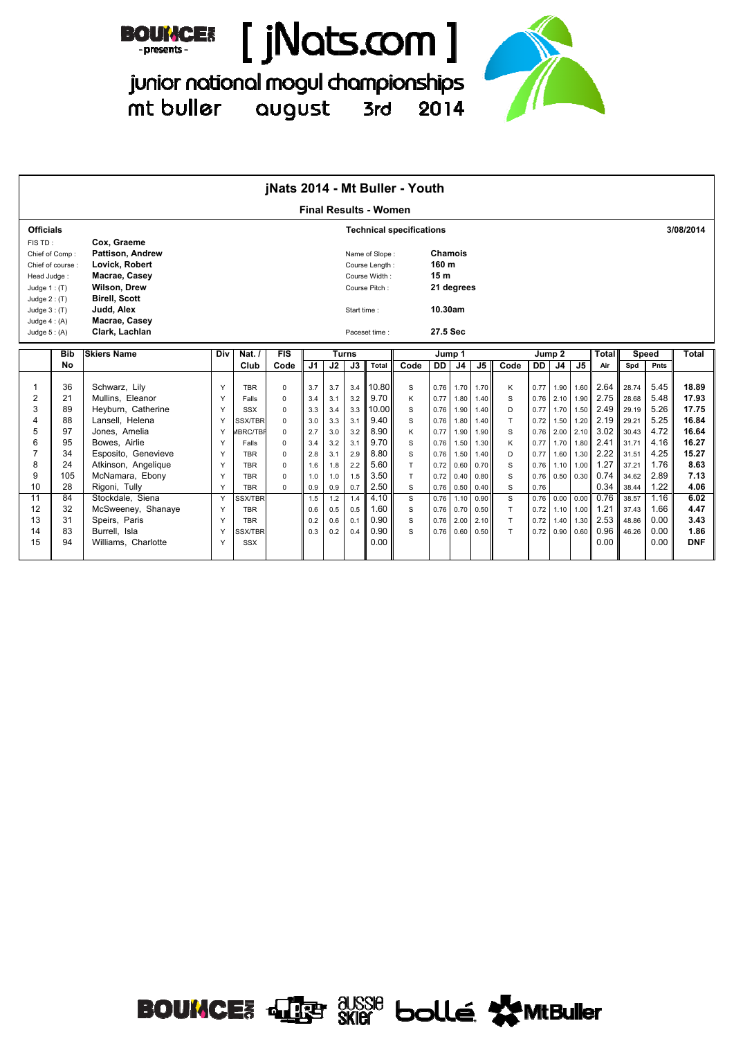BOUNCE - presents - [ jNats.com ]

junior national mogul championships
mt buller august 3rd 2014

# jNats 2014 - Mt Buller - Youth

## Final Results - Women

**Officials**

| | |
|---|---|
| FIS TD : | **Cox, Graeme** |
| Chief of Comp : | **Pattison, Andrew** |
| Chief of course : | **Lovick, Robert** |
| Head Judge : | **Macrae, Casey** |
| Judge 1 : (T) | **Wilson, Drew** |
| Judge 2 : (T) | **Birell, Scott** |
| Judge 3 : (T) | **Judd, Alex** |
| Judge 4 : (A) | **Macrae, Casey** |
| Judge 5 : (A) | **Clark, Lachlan** |

**Technical specifications** 3/08/2014

| | |
|---|---|
| Name of Slope : | **Chamois** |
| Course Length : | **160 m** |
| Course Width : | **15 m** |
| Course Pitch : | **21 degrees** |
| Start time : | **10.30am** |
| Paceset time : | **27.5 Sec** |

| | Bib | Skiers Name | Div | Nat. / | FIS | Turns | | | | Jump 1 | | | | Jump 2 | | | | Total | Speed | | Total |
|---|---|---|---|---|---|---|---|---|---|---|---|---|---|---|---|---|---|---|---|---|---|
| | No | | | Club | Code | J1 | J2 | J3 | Total | Code | DD | J4 | J5 | Code | DD | J4 | J5 | Air | Spd | Pnts | |
| 1 | 36 | Schwarz, Lily | Y | TBR | 0 | 3.7 | 3.7 | 3.4 | 10.80 | S | 0.76 | 1.70 | 1.70 | K | 0.77 | 1.90 | 1.60 | 2.64 | 28.74 | 5.45 | **18.89** |
| 2 | 21 | Mullins, Eleanor | Y | Falls | 0 | 3.4 | 3.1 | 3.2 | 9.70 | K | 0.77 | 1.80 | 1.40 | S | 0.76 | 2.10 | 1.90 | 2.75 | 28.68 | 5.48 | **17.93** |
| 3 | 89 | Heyburn, Catherine | Y | SSX | 0 | 3.3 | 3.4 | 3.3 | 10.00 | S | 0.76 | 1.90 | 1.40 | D | 0.77 | 1.70 | 1.50 | 2.49 | 29.19 | 5.26 | **17.75** |
| 4 | 88 | Lansell, Helena | Y | SSX/TBR | 0 | 3.0 | 3.3 | 3.1 | 9.40 | S | 0.76 | 1.80 | 1.40 | T | 0.72 | 1.50 | 1.20 | 2.19 | 29.21 | 5.25 | **16.84** |
| 5 | 97 | Jones, Amelia | Y | MBRC/TBR | 0 | 2.7 | 3.0 | 3.2 | 8.90 | K | 0.77 | 1.90 | 1.90 | S | 0.76 | 2.00 | 2.10 | 3.02 | 30.43 | 4.72 | **16.64** |
| 6 | 95 | Bowes, Airlie | Y | Falls | 0 | 3.4 | 3.2 | 3.1 | 9.70 | S | 0.76 | 1.50 | 1.30 | K | 0.77 | 1.70 | 1.80 | 2.41 | 31.71 | 4.16 | **16.27** |
| 7 | 34 | Esposito, Genevieve | Y | TBR | 0 | 2.8 | 3.1 | 2.9 | 8.80 | S | 0.76 | 1.50 | 1.40 | D | 0.77 | 1.60 | 1.30 | 2.22 | 31.51 | 4.25 | **15.27** |
| 8 | 24 | Atkinson, Angelique | Y | TBR | 0 | 1.6 | 1.8 | 2.2 | 5.60 | T | 0.72 | 0.60 | 0.70 | S | 0.76 | 1.10 | 1.00 | 1.27 | 37.21 | 1.76 | **8.63** |
| 9 | 105 | McNamara, Ebony | Y | TBR | 0 | 1.0 | 1.0 | 1.5 | 3.50 | T | 0.72 | 0.40 | 0.80 | S | 0.76 | 0.50 | 0.30 | 0.74 | 34.62 | 2.89 | **7.13** |
| 10 | 28 | Rigoni, Tully | Y | TBR | 0 | 0.9 | 0.9 | 0.7 | 2.50 | S | 0.76 | 0.50 | 0.40 | S | 0.76 | | | 0.34 | 38.44 | 1.22 | **4.06** |
| 11 | 84 | Stockdale, Siena | Y | SSX/TBR | | 1.5 | 1.2 | 1.4 | 4.10 | S | 0.76 | 1.10 | 0.90 | S | 0.76 | 0.00 | 0.00 | 0.76 | 38.57 | 1.16 | **6.02** |
| 12 | 32 | McSweeney, Shanaye | Y | TBR | | 0.6 | 0.5 | 0.5 | 1.60 | S | 0.76 | 0.70 | 0.50 | T | 0.72 | 1.10 | 1.00 | 1.21 | 37.43 | 1.66 | **4.47** |
| 13 | 31 | Speirs, Paris | Y | TBR | | 0.2 | 0.6 | 0.1 | 0.90 | S | 0.76 | 2.00 | 2.10 | T | 0.72 | 1.40 | 1.30 | 2.53 | 48.86 | 0.00 | **3.43** |
| 14 | 83 | Burrell, Isla | Y | SSX/TBR | | 0.3 | 0.2 | 0.4 | 0.90 | S | 0.76 | 0.60 | 0.50 | T | 0.72 | 0.90 | 0.60 | 0.96 | 46.26 | 0.00 | **1.86** |
| 15 | 94 | Williams, Charlotte | Y | SSX | | | | | 0.00 | | | | | | | | | 0.00 | | 0.00 | **DNF** |

BOUNCE aussie skier bollé MtBuller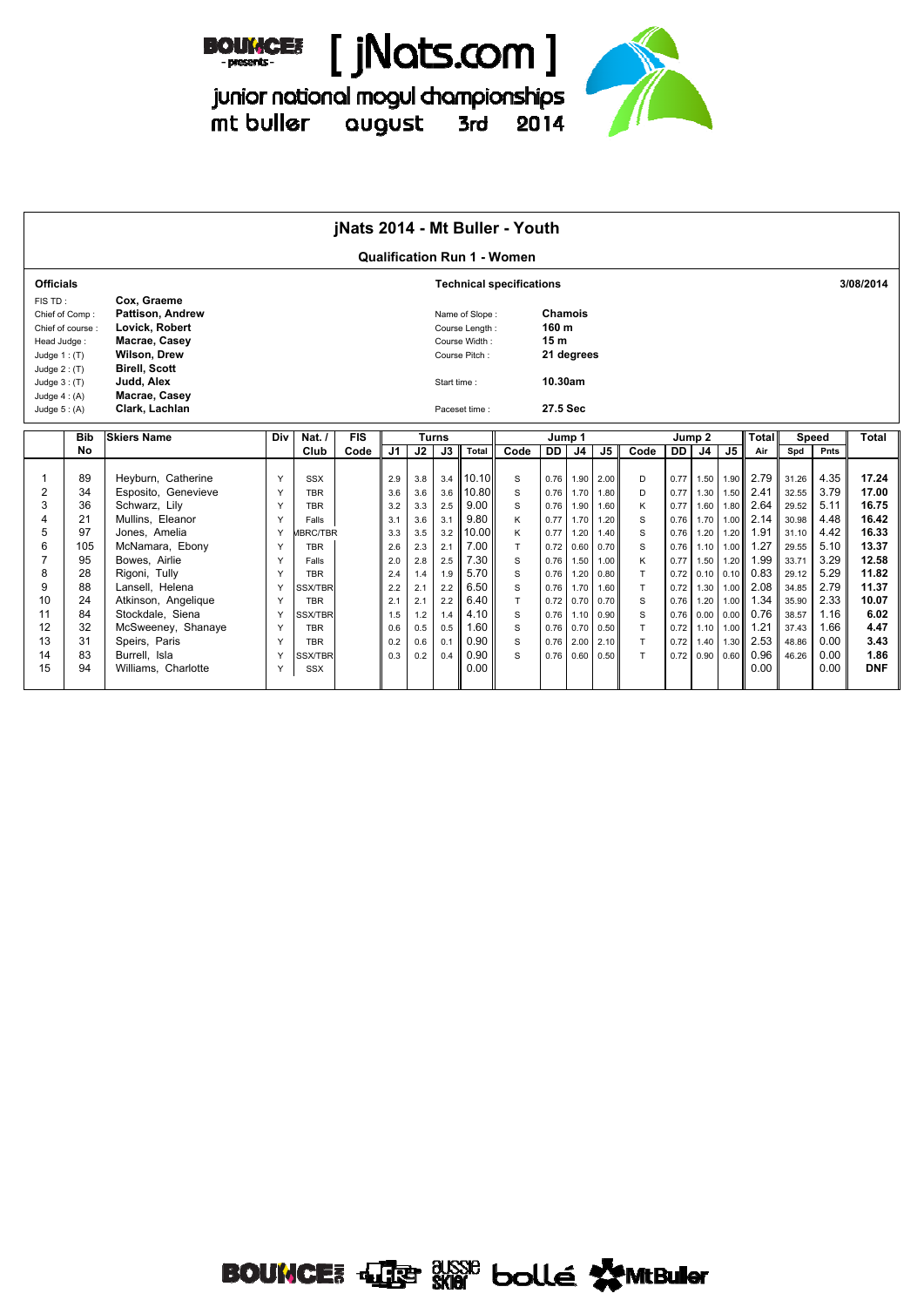# [ jNats.com ]

junior national mogul championships
mt buller august 3rd 2014

## jNats 2014 - Mt Buller - Youth

### Qualification Run 1 - Women

**Officials**

| | |
|---|---|
| FIS TD : | **Cox, Graeme** |
| Chief of Comp : | **Pattison, Andrew** |
| Chief of course : | **Lovick, Robert** |
| Head Judge : | **Macrae, Casey** |
| Judge 1 : (T) | **Wilson, Drew** |
| Judge 2 : (T) | **Birell, Scott** |
| Judge 3 : (T) | **Judd, Alex** |
| Judge 4 : (A) | **Macrae, Casey** |
| Judge 5 : (A) | **Clark, Lachlan** |

**Technical specifications** 3/08/2014

| | |
|---|---|
| Name of Slope : | **Chamois** |
| Course Length : | **160 m** |
| Course Width : | **15 m** |
| Course Pitch : | **21 degrees** |
| Start time : | **10.30am** |
| Paceset time : | **27.5 Sec** |

| | Bib No | Skiers Name | Div | Nat. / Club | FIS Code | Turns J1 | Turns J2 | Turns J3 | Turns Total | Jump 1 Code | Jump 1 DD | Jump 1 J4 | Jump 1 J5 | Jump 2 Code | Jump 2 DD | Jump 2 J4 | Jump 2 J5 | Total Air | Speed Spd | Speed Pnts | Total |
|---|---|---|---|---|---|---|---|---|---|---|---|---|---|---|---|---|---|---|---|---|---|
| 1 | 89 | Heyburn, Catherine | Y | SSX | | 2.9 | 3.8 | 3.4 | 10.10 | S | 0.76 | 1.90 | 2.00 | D | 0.77 | 1.50 | 1.90 | 2.79 | 31.26 | 4.35 | **17.24** |
| 2 | 34 | Esposito, Genevieve | Y | TBR | | 3.6 | 3.6 | 3.6 | 10.80 | S | 0.76 | 1.70 | 1.80 | D | 0.77 | 1.30 | 1.50 | 2.41 | 32.55 | 3.79 | **17.00** |
| 3 | 36 | Schwarz, Lily | Y | TBR | | 3.2 | 3.3 | 2.5 | 9.00 | S | 0.76 | 1.90 | 1.60 | K | 0.77 | 1.60 | 1.80 | 2.64 | 29.52 | 5.11 | **16.75** |
| 4 | 21 | Mullins, Eleanor | Y | Falls | | 3.1 | 3.6 | 3.1 | 9.80 | K | 0.77 | 1.70 | 1.20 | S | 0.76 | 1.70 | 1.00 | 2.14 | 30.98 | 4.48 | **16.42** |
| 5 | 97 | Jones, Amelia | Y | MBRC/TBR | | 3.3 | 3.5 | 3.2 | 10.00 | K | 0.77 | 1.20 | 1.40 | S | 0.76 | 1.20 | 1.20 | 1.91 | 31.10 | 4.42 | **16.33** |
| 6 | 105 | McNamara, Ebony | Y | TBR | | 2.6 | 2.3 | 2.1 | 7.00 | T | 0.72 | 0.60 | 0.70 | S | 0.76 | 1.10 | 1.00 | 1.27 | 29.55 | 5.10 | **13.37** |
| 7 | 95 | Bowes, Airlie | Y | Falls | | 2.0 | 2.8 | 2.5 | 7.30 | S | 0.76 | 1.50 | 1.00 | K | 0.77 | 1.50 | 1.20 | 1.99 | 33.71 | 3.29 | **12.58** |
| 8 | 28 | Rigoni, Tully | Y | TBR | | 2.4 | 1.4 | 1.9 | 5.70 | S | 0.76 | 1.20 | 0.80 | T | 0.72 | 0.10 | 0.10 | 0.83 | 29.12 | 5.29 | **11.82** |
| 9 | 88 | Lansell, Helena | Y | SSX/TBR | | 2.2 | 2.1 | 2.2 | 6.50 | S | 0.76 | 1.70 | 1.60 | T | 0.72 | 1.30 | 1.00 | 2.08 | 34.85 | 2.79 | **11.37** |
| 10 | 24 | Atkinson, Angelique | Y | TBR | | 2.1 | 2.1 | 2.2 | 6.40 | T | 0.72 | 0.70 | 0.70 | S | 0.76 | 1.20 | 1.00 | 1.34 | 35.90 | 2.33 | **10.07** |
| 11 | 84 | Stockdale, Siena | Y | SSX/TBR | | 1.5 | 1.2 | 1.4 | 4.10 | S | 0.76 | 1.10 | 0.90 | S | 0.76 | 0.00 | 0.00 | 0.76 | 38.57 | 1.16 | **6.02** |
| 12 | 32 | McSweeney, Shanaye | Y | TBR | | 0.6 | 0.5 | 0.5 | 1.60 | S | 0.76 | 0.70 | 0.50 | T | 0.72 | 1.10 | 1.00 | 1.21 | 37.43 | 1.66 | **4.47** |
| 13 | 31 | Speirs, Paris | Y | TBR | | 0.2 | 0.6 | 0.1 | 0.90 | S | 0.76 | 2.00 | 2.10 | T | 0.72 | 1.40 | 1.30 | 2.53 | 48.86 | 0.00 | **3.43** |
| 14 | 83 | Burrell, Isla | Y | SSX/TBR | | 0.3 | 0.2 | 0.4 | 0.90 | S | 0.76 | 0.60 | 0.50 | T | 0.72 | 0.90 | 0.60 | 0.96 | 46.26 | 0.00 | **1.86** |
| 15 | 94 | Williams, Charlotte | Y | SSX | | | | | 0.00 | | | | | | | | | 0.00 | | 0.00 | **DNF** |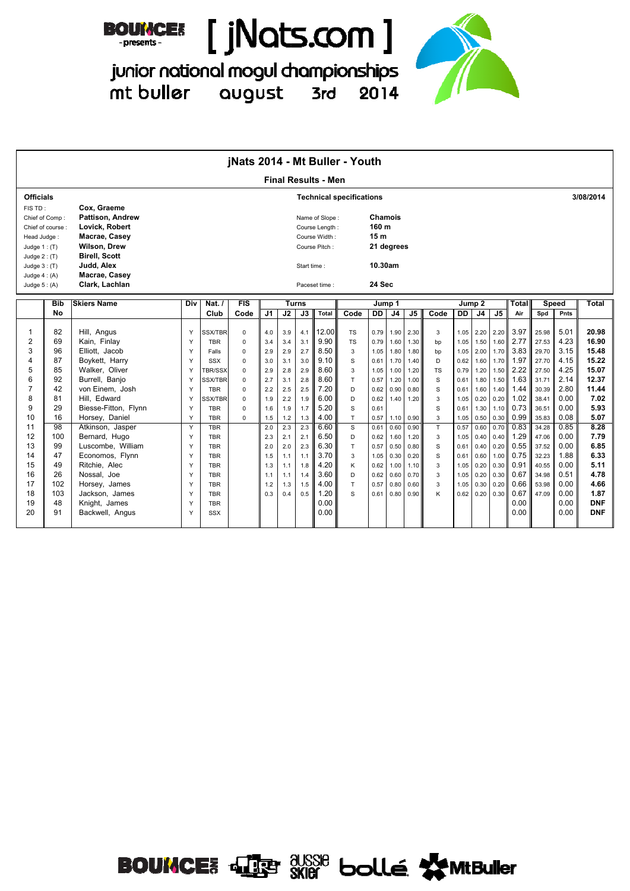BOUNCE presents

# [ jNats.com ]

junior national mogul championships
mt buller august 3rd 2014

## jNats 2014 - Mt Buller - Youth

### Final Results - Men

**Officials**

| | |
|---|---|
| FIS TD : | **Cox, Graeme** |
| Chief of Comp : | **Pattison, Andrew** |
| Chief of course : | **Lovick, Robert** |
| Head Judge : | **Macrae, Casey** |
| Judge 1 : (T) | **Wilson, Drew** |
| Judge 2 : (T) | **Birell, Scott** |
| Judge 3 : (T) | **Judd, Alex** |
| Judge 4 : (A) | **Macrae, Casey** |
| Judge 5 : (A) | **Clark, Lachlan** |

**Technical specifications** — 3/08/2014

| | |
|---|---|
| Name of Slope : | **Chamois** |
| Course Length : | **160 m** |
| Course Width : | **15 m** |
| Course Pitch : | **21 degrees** |
| Start time : | **10.30am** |
| Paceset time : | **24 Sec** |

| | Bib | Skiers Name | Div | Nat. / | FIS | Turns | | | | Jump 1 | | | | Jump 2 | | | | Total | Speed | | Total |
|---|---|---|---|---|---|---|---|---|---|---|---|---|---|---|---|---|---|---|---|---|---|
| | No | | | Club | Code | J1 | J2 | J3 | Total | Code | DD | J4 | J5 | Code | DD | J4 | J5 | Air | Spd | Pnts | |
| 1 | 82 | Hill, Angus | Y | SSX/TBR | 0 | 4.0 | 3.9 | 4.1 | 12.00 | TS | 0.79 | 1.90 | 2.30 | 3 | 1.05 | 2.20 | 2.20 | 3.97 | 25.98 | 5.01 | **20.98** |
| 2 | 69 | Kain, Finlay | Y | TBR | 0 | 3.4 | 3.4 | 3.1 | 9.90 | TS | 0.79 | 1.60 | 1.30 | bp | 1.05 | 1.50 | 1.60 | 2.77 | 27.53 | 4.23 | **16.90** |
| 3 | 96 | Elliott, Jacob | Y | Falls | 0 | 2.9 | 2.9 | 2.7 | 8.50 | 3 | 1.05 | 1.80 | 1.80 | bp | 1.05 | 2.00 | 1.70 | 3.83 | 29.70 | 3.15 | **15.48** |
| 4 | 87 | Boykett, Harry | Y | SSX | 0 | 3.0 | 3.1 | 3.0 | 9.10 | S | 0.61 | 1.70 | 1.40 | D | 0.62 | 1.60 | 1.70 | 1.97 | 27.70 | 4.15 | **15.22** |
| 5 | 85 | Walker, Oliver | Y | TBR/SSX | 0 | 2.9 | 2.8 | 2.9 | 8.60 | 3 | 1.05 | 1.00 | 1.20 | TS | 0.79 | 1.20 | 1.50 | 2.22 | 27.50 | 4.25 | **15.07** |
| 6 | 92 | Burrell, Banjo | Y | SSX/TBR | 0 | 2.7 | 3.1 | 2.8 | 8.60 | T | 0.57 | 1.20 | 1.00 | S | 0.61 | 1.80 | 1.50 | 1.63 | 31.71 | 2.14 | **12.37** |
| 7 | 42 | von Einem, Josh | Y | TBR | 0 | 2.2 | 2.5 | 2.5 | 7.20 | D | 0.62 | 0.90 | 0.80 | S | 0.61 | 1.60 | 1.40 | 1.44 | 30.39 | 2.80 | **11.44** |
| 8 | 81 | Hill, Edward | Y | SSX/TBR | 0 | 1.9 | 2.2 | 1.9 | 6.00 | D | 0.62 | 1.40 | 1.20 | 3 | 1.05 | 0.20 | 0.20 | 1.02 | 38.41 | 0.00 | **7.02** |
| 9 | 29 | Biesse-Fitton, Flynn | Y | TBR | 0 | 1.6 | 1.9 | 1.7 | 5.20 | S | 0.61 | | | S | 0.61 | 1.30 | 1.10 | 0.73 | 36.51 | 0.00 | **5.93** |
| 10 | 16 | Horsey, Daniel | Y | TBR | 0 | 1.5 | 1.2 | 1.3 | 4.00 | T | 0.57 | 1.10 | 0.90 | 3 | 1.05 | 0.50 | 0.30 | 0.99 | 35.83 | 0.08 | **5.07** |
| 11 | 98 | Atkinson, Jasper | Y | TBR | | 2.0 | 2.3 | 2.3 | 6.60 | S | 0.61 | 0.60 | 0.90 | T | 0.57 | 0.60 | 0.70 | 0.83 | 34.28 | 0.85 | **8.28** |
| 12 | 100 | Bernard, Hugo | Y | TBR | | 2.3 | 2.1 | 2.1 | 6.50 | D | 0.62 | 1.60 | 1.20 | 3 | 1.05 | 0.40 | 0.40 | 1.29 | 47.06 | 0.00 | **7.79** |
| 13 | 99 | Luscombe, William | Y | TBR | | 2.0 | 2.0 | 2.3 | 6.30 | T | 0.57 | 0.50 | 0.80 | S | 0.61 | 0.40 | 0.20 | 0.55 | 37.52 | 0.00 | **6.85** |
| 14 | 47 | Economos, Flynn | Y | TBR | | 1.5 | 1.1 | 1.1 | 3.70 | 3 | 1.05 | 0.30 | 0.20 | S | 0.61 | 0.60 | 1.00 | 0.75 | 32.23 | 1.88 | **6.33** |
| 15 | 49 | Ritchie, Alec | Y | TBR | | 1.3 | 1.1 | 1.8 | 4.20 | K | 0.62 | 1.00 | 1.10 | 3 | 1.05 | 0.20 | 0.30 | 0.91 | 40.55 | 0.00 | **5.11** |
| 16 | 26 | Nossal, Joe | Y | TBR | | 1.1 | 1.1 | 1.4 | 3.60 | D | 0.62 | 0.60 | 0.70 | 3 | 1.05 | 0.20 | 0.30 | 0.67 | 34.98 | 0.51 | **4.78** |
| 17 | 102 | Horsey, James | Y | TBR | | 1.2 | 1.3 | 1.5 | 4.00 | T | 0.57 | 0.80 | 0.60 | 3 | 1.05 | 0.30 | 0.20 | 0.66 | 53.98 | 0.00 | **4.66** |
| 18 | 103 | Jackson, James | Y | TBR | | 0.3 | 0.4 | 0.5 | 1.20 | S | 0.61 | 0.80 | 0.90 | K | 0.62 | 0.20 | 0.30 | 0.67 | 47.09 | 0.00 | **1.87** |
| 19 | 48 | Knight, James | Y | TBR | | | | | 0.00 | | | | | | | | | 0.00 | | 0.00 | **DNF** |
| 20 | 91 | Backwell, Angus | Y | SSX | | | | | 0.00 | | | | | | | | | 0.00 | | 0.00 | **DNF** |

BOUNCE · aussie skier · bollé · MtBuller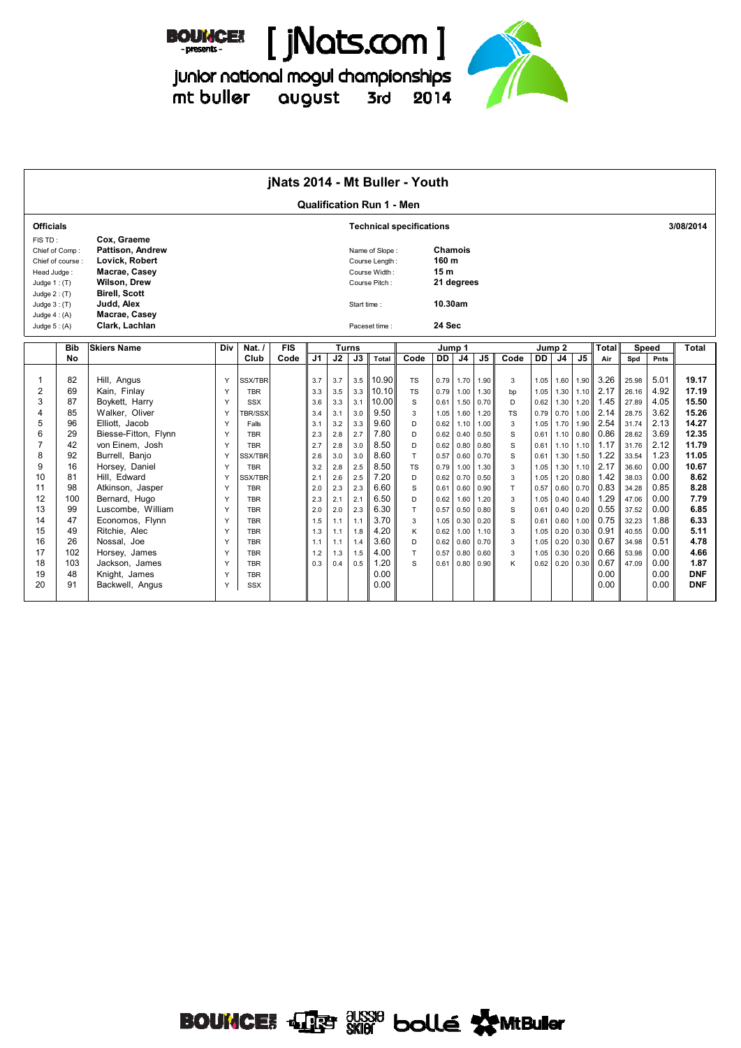[ jNats.com ]

junior national mogul championships
mt buller august 3rd 2014

## jNats 2014 - Mt Buller - Youth

### Qualification Run 1 - Men

**Officials**

| | |
|---|---|
| FIS TD : | **Cox, Graeme** |
| Chief of Comp : | **Pattison, Andrew** |
| Chief of course : | **Lovick, Robert** |
| Head Judge : | **Macrae, Casey** |
| Judge 1 : (T) | **Wilson, Drew** |
| Judge 2 : (T) | **Birell, Scott** |
| Judge 3 : (T) | **Judd, Alex** |
| Judge 4 : (A) | **Macrae, Casey** |
| Judge 5 : (A) | **Clark, Lachlan** |

**Technical specifications** — 3/08/2014

| | |
|---|---|
| Name of Slope : | **Chamois** |
| Course Length : | **160 m** |
| Course Width : | **15 m** |
| Course Pitch : | **21 degrees** |
| Start time : | **10.30am** |
| Paceset time : | **24 Sec** |

| | Bib No | Skiers Name | Div | Nat. / Club | FIS Code | Turns J1 | Turns J2 | Turns J3 | Turns Total | Jump 1 Code | Jump 1 DD | Jump 1 J4 | Jump 1 J5 | Jump 2 Code | Jump 2 DD | Jump 2 J4 | Jump 2 J5 | Total Air | Speed Spd | Speed Pnts | Total |
|---|---|---|---|---|---|---|---|---|---|---|---|---|---|---|---|---|---|---|---|---|---|
| 1 | 82 | Hill, Angus | Y | SSX/TBR | | 3.7 | 3.7 | 3.5 | 10.90 | TS | 0.79 | 1.70 | 1.90 | 3 | 1.05 | 1.60 | 1.90 | 3.26 | 25.98 | 5.01 | **19.17** |
| 2 | 69 | Kain, Finlay | Y | TBR | | 3.3 | 3.5 | 3.3 | 10.10 | TS | 0.79 | 1.00 | 1.30 | bp | 1.05 | 1.30 | 1.10 | 2.17 | 26.16 | 4.92 | **17.19** |
| 3 | 87 | Boykett, Harry | Y | SSX | | 3.6 | 3.3 | 3.1 | 10.00 | S | 0.61 | 1.50 | 0.70 | D | 0.62 | 1.30 | 1.20 | 1.45 | 27.89 | 4.05 | **15.50** |
| 4 | 85 | Walker, Oliver | Y | TBR/SSX | | 3.4 | 3.1 | 3.0 | 9.50 | 3 | 1.05 | 1.60 | 1.20 | TS | 0.79 | 0.70 | 1.00 | 2.14 | 28.75 | 3.62 | **15.26** |
| 5 | 96 | Elliott, Jacob | Y | Falls | | 3.1 | 3.2 | 3.3 | 9.60 | D | 0.62 | 1.10 | 1.00 | 3 | 1.05 | 1.70 | 1.90 | 2.54 | 31.74 | 2.13 | **14.27** |
| 6 | 29 | Biesse-Fitton, Flynn | Y | TBR | | 2.3 | 2.8 | 2.7 | 7.80 | D | 0.62 | 0.40 | 0.50 | S | 0.61 | 1.10 | 0.80 | 0.86 | 28.62 | 3.69 | **12.35** |
| 7 | 42 | von Einem, Josh | Y | TBR | | 2.7 | 2.8 | 3.0 | 8.50 | D | 0.62 | 0.80 | 0.80 | S | 0.61 | 1.10 | 1.10 | 1.17 | 31.76 | 2.12 | **11.79** |
| 8 | 92 | Burrell, Banjo | Y | SSX/TBR | | 2.6 | 3.0 | 3.0 | 8.60 | T | 0.57 | 0.60 | 0.70 | S | 0.61 | 1.30 | 1.50 | 1.22 | 33.54 | 1.23 | **11.05** |
| 9 | 16 | Horsey, Daniel | Y | TBR | | 3.2 | 2.8 | 2.5 | 8.50 | TS | 0.79 | 1.00 | 1.30 | 3 | 1.05 | 1.30 | 1.10 | 2.17 | 36.60 | 0.00 | **10.67** |
| 10 | 81 | Hill, Edward | Y | SSX/TBR | | 2.1 | 2.6 | 2.5 | 7.20 | D | 0.62 | 0.70 | 0.50 | 3 | 1.05 | 1.20 | 0.80 | 1.42 | 38.03 | 0.00 | **8.62** |
| 11 | 98 | Atkinson, Jasper | Y | TBR | | 2.0 | 2.3 | 2.3 | 6.60 | S | 0.61 | 0.60 | 0.90 | T | 0.57 | 0.60 | 0.70 | 0.83 | 34.28 | 0.85 | **8.28** |
| 12 | 100 | Bernard, Hugo | Y | TBR | | 2.3 | 2.1 | 2.1 | 6.50 | D | 0.62 | 1.60 | 1.20 | 3 | 1.05 | 0.40 | 0.40 | 1.29 | 47.06 | 0.00 | **7.79** |
| 13 | 99 | Luscombe, William | Y | TBR | | 2.0 | 2.0 | 2.3 | 6.30 | T | 0.57 | 0.50 | 0.80 | S | 0.61 | 0.40 | 0.20 | 0.55 | 37.52 | 0.00 | **6.85** |
| 14 | 47 | Economos, Flynn | Y | TBR | | 1.5 | 1.1 | 1.1 | 3.70 | 3 | 1.05 | 0.30 | 0.20 | S | 0.61 | 0.60 | 1.00 | 0.75 | 32.23 | 1.88 | **6.33** |
| 15 | 49 | Ritchie, Alec | Y | TBR | | 1.3 | 1.1 | 1.8 | 4.20 | K | 0.62 | 1.00 | 1.10 | 3 | 1.05 | 0.20 | 0.30 | 0.91 | 40.55 | 0.00 | **5.11** |
| 16 | 26 | Nossal, Joe | Y | TBR | | 1.1 | 1.1 | 1.4 | 3.60 | D | 0.62 | 0.60 | 0.70 | 3 | 1.05 | 0.20 | 0.30 | 0.67 | 34.98 | 0.51 | **4.78** |
| 17 | 102 | Horsey, James | Y | TBR | | 1.2 | 1.3 | 1.5 | 4.00 | T | 0.57 | 0.80 | 0.60 | 3 | 1.05 | 0.30 | 0.20 | 0.66 | 53.98 | 0.00 | **4.66** |
| 18 | 103 | Jackson, James | Y | TBR | | 0.3 | 0.4 | 0.5 | 1.20 | S | 0.61 | 0.80 | 0.90 | K | 0.62 | 0.20 | 0.30 | 0.67 | 47.09 | 0.00 | **1.87** |
| 19 | 48 | Knight, James | Y | TBR | | | | | 0.00 | | | | | | | | | 0.00 | | 0.00 | **DNF** |
| 20 | 91 | Backwell, Angus | Y | SSX | | | | | 0.00 | | | | | | | | | 0.00 | | 0.00 | **DNF** |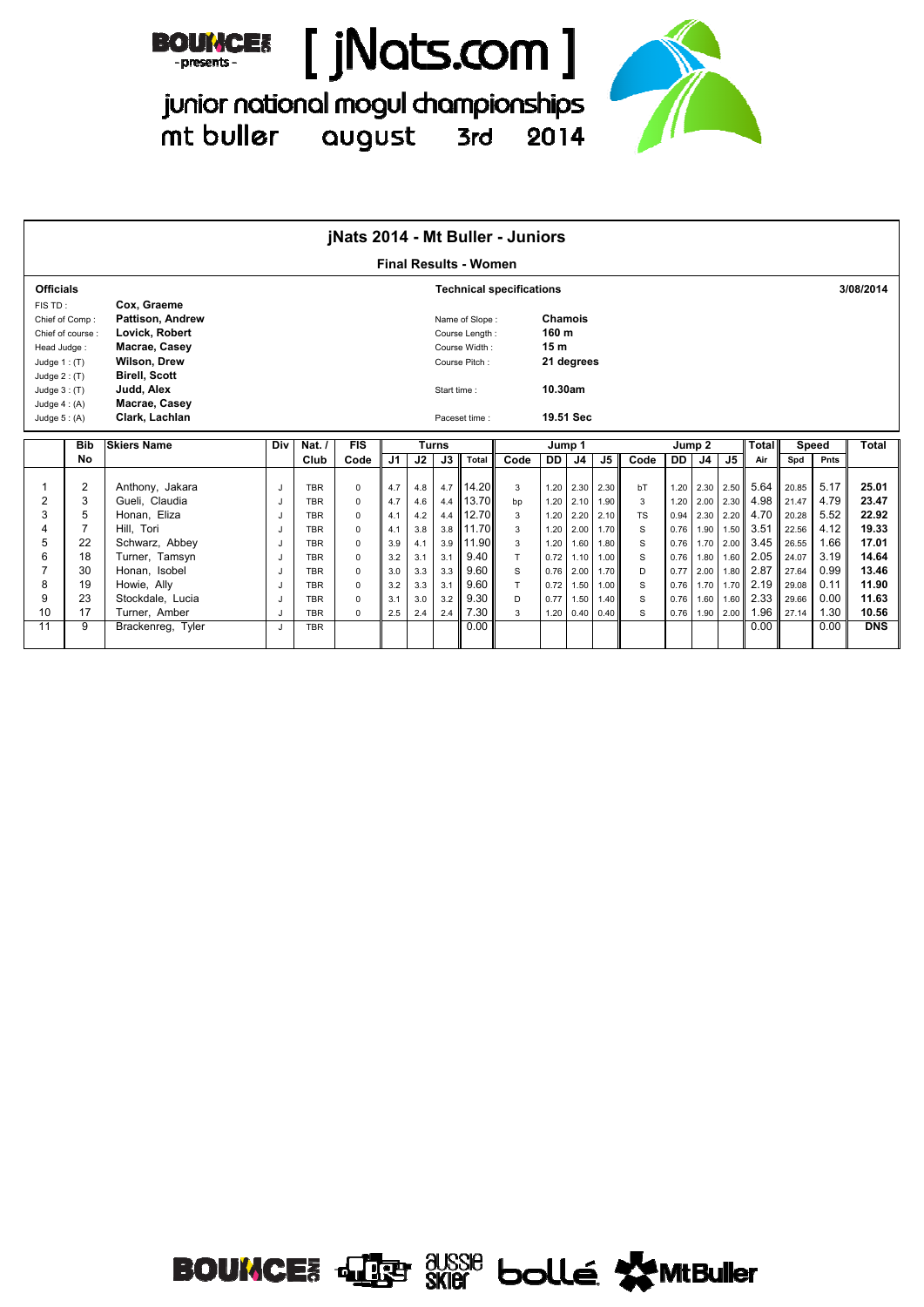BOUNCE presents

# [ jNats.com ]

junior national mogul championships
mt buller august 3rd 2014

## jNats 2014 - Mt Buller - Juniors

### Final Results - Women

**Officials**

| | |
|---|---|
| FIS TD : | **Cox, Graeme** |
| Chief of Comp : | **Pattison, Andrew** |
| Chief of course : | **Lovick, Robert** |
| Head Judge : | **Macrae, Casey** |
| Judge 1 : (T) | **Wilson, Drew** |
| Judge 2 : (T) | **Birell, Scott** |
| Judge 3 : (T) | **Judd, Alex** |
| Judge 4 : (A) | **Macrae, Casey** |
| Judge 5 : (A) | **Clark, Lachlan** |

**Technical specifications**

| | |
|---|---|
| Name of Slope : | **Chamois** |
| Course Length : | **160 m** |
| Course Width : | **15 m** |
| Course Pitch : | **21 degrees** |
| Start time : | **10.30am** |
| Paceset time : | **19.51 Sec** |

3/08/2014

| | Bib | Skiers Name | Div | Nat. / | FIS | Turns | | | | Jump 1 | | | | Jump 2 | | | | Total | Speed | | Total |
|---|---|---|---|---|---|---|---|---|---|---|---|---|---|---|---|---|---|---|---|---|---|
| | No | | | Club | Code | J1 | J2 | J3 | Total | Code | DD | J4 | J5 | Code | DD | J4 | J5 | Air | Spd | Pnts | |
| 1 | 2 | Anthony, Jakara | J | TBR | 0 | 4.7 | 4.8 | 4.7 | 14.20 | 3 | 1.20 | 2.30 | 2.30 | bT | 1.20 | 2.30 | 2.50 | 5.64 | 20.85 | 5.17 | **25.01** |
| 2 | 3 | Gueli, Claudia | J | TBR | 0 | 4.7 | 4.6 | 4.4 | 13.70 | bp | 1.20 | 2.10 | 1.90 | 3 | 1.20 | 2.00 | 2.30 | 4.98 | 21.47 | 4.79 | **23.47** |
| 3 | 5 | Honan, Eliza | J | TBR | 0 | 4.1 | 4.2 | 4.4 | 12.70 | 3 | 1.20 | 2.20 | 2.10 | TS | 0.94 | 2.30 | 2.20 | 4.70 | 20.28 | 5.52 | **22.92** |
| 4 | 7 | Hill, Tori | J | TBR | 0 | 4.1 | 3.8 | 3.8 | 11.70 | 3 | 1.20 | 2.00 | 1.70 | S | 0.76 | 1.90 | 1.50 | 3.51 | 22.56 | 4.12 | **19.33** |
| 5 | 22 | Schwarz, Abbey | J | TBR | 0 | 3.9 | 4.1 | 3.9 | 11.90 | 3 | 1.20 | 1.60 | 1.80 | S | 0.76 | 1.70 | 2.00 | 3.45 | 26.55 | 1.66 | **17.01** |
| 6 | 18 | Turner, Tamsyn | J | TBR | 0 | 3.2 | 3.1 | 3.1 | 9.40 | T | 0.72 | 1.10 | 1.00 | S | 0.76 | 1.80 | 1.60 | 2.05 | 24.07 | 3.19 | **14.64** |
| 7 | 30 | Honan, Isobel | J | TBR | 0 | 3.0 | 3.3 | 3.3 | 9.60 | S | 0.76 | 2.00 | 1.70 | D | 0.77 | 2.00 | 1.80 | 2.87 | 27.64 | 0.99 | **13.46** |
| 8 | 19 | Howie, Ally | J | TBR | 0 | 3.2 | 3.3 | 3.1 | 9.60 | T | 0.72 | 1.50 | 1.00 | S | 0.76 | 1.70 | 1.70 | 2.19 | 29.08 | 0.11 | **11.90** |
| 9 | 23 | Stockdale, Lucia | J | TBR | 0 | 3.1 | 3.0 | 3.2 | 9.30 | D | 0.77 | 1.50 | 1.40 | S | 0.76 | 1.60 | 1.60 | 2.33 | 29.66 | 0.00 | **11.63** |
| 10 | 17 | Turner, Amber | J | TBR | 0 | 2.5 | 2.4 | 2.4 | 7.30 | 3 | 1.20 | 0.40 | 0.40 | S | 0.76 | 1.90 | 2.00 | 1.96 | 27.14 | 1.30 | **10.56** |
| 11 | 9 | Brackenreg, Tyler | J | TBR | | | | | 0.00 | | | | | | | | | 0.00 | | 0.00 | **DNS** |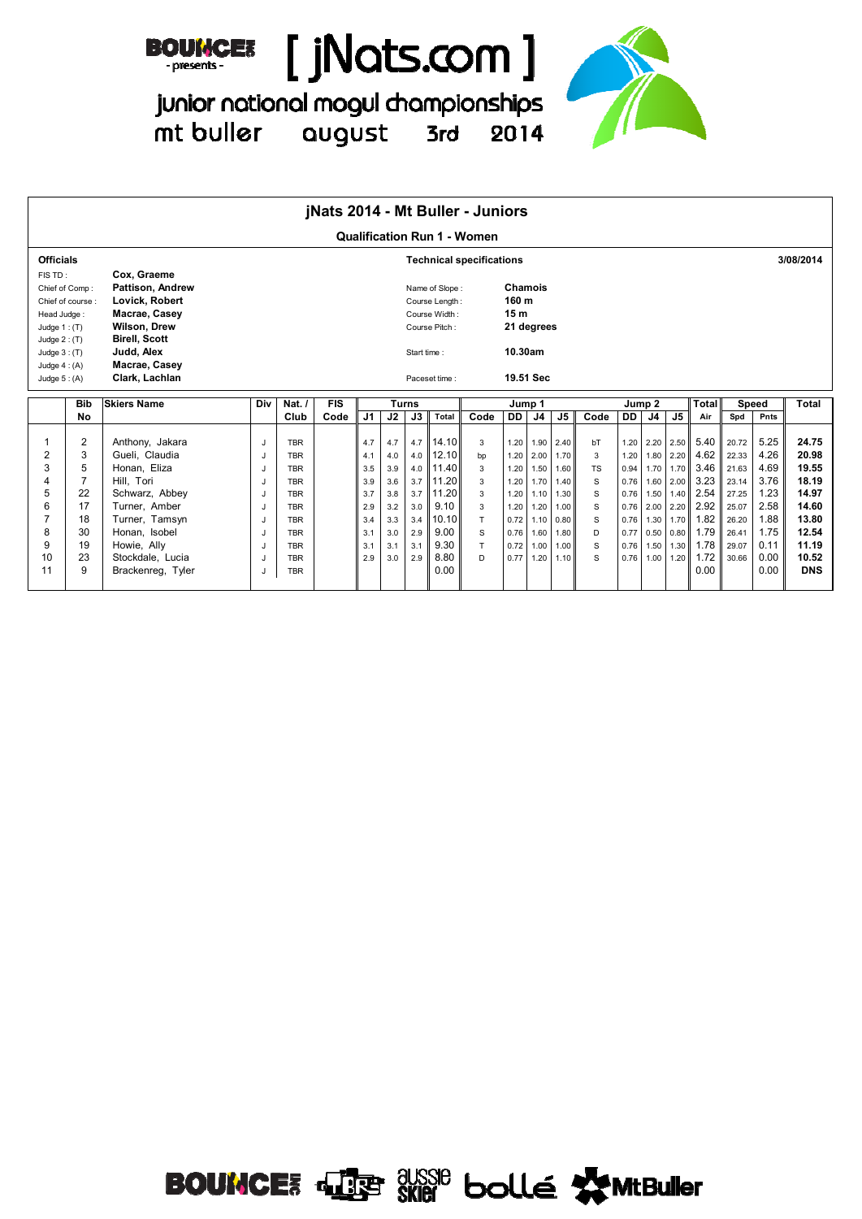BOUNCE - presents - [ jNats.com ]

junior national mogul championships
mt buller august 3rd 2014

## jNats 2014 - Mt Buller - Juniors

### Qualification Run 1 - Women

**Officials**

| | |
|---|---|
| FIS TD : | **Cox, Graeme** |
| Chief of Comp : | **Pattison, Andrew** |
| Chief of course : | **Lovick, Robert** |
| Head Judge : | **Macrae, Casey** |
| Judge 1 : (T) | **Wilson, Drew** |
| Judge 2 : (T) | **Birell, Scott** |
| Judge 3 : (T) | **Judd, Alex** |
| Judge 4 : (A) | **Macrae, Casey** |
| Judge 5 : (A) | **Clark, Lachlan** |

**Technical specifications** — 3/08/2014

| | |
|---|---|
| Name of Slope : | **Chamois** |
| Course Length : | **160 m** |
| Course Width : | **15 m** |
| Course Pitch : | **21 degrees** |
| Start time : | **10.30am** |
| Paceset time : | **19.51 Sec** |

| | Bib | Skiers Name | Div | Nat. / | FIS | Turns | | | | Jump 1 | | | | Jump 2 | | | | Total | Speed | | Total |
|---|---|---|---|---|---|---|---|---|---|---|---|---|---|---|---|---|---|---|---|---|---|
| | No | | | Club | Code | J1 | J2 | J3 | Total | Code | DD | J4 | J5 | Code | DD | J4 | J5 | Air | Spd | Pnts | |
| 1 | 2 | Anthony, Jakara | J | TBR | | 4.7 | 4.7 | 4.7 | 14.10 | 3 | 1.20 | 1.90 | 2.40 | bT | 1.20 | 2.20 | 2.50 | 5.40 | 20.72 | 5.25 | **24.75** |
| 2 | 3 | Gueli, Claudia | J | TBR | | 4.1 | 4.0 | 4.0 | 12.10 | bp | 1.20 | 2.00 | 1.70 | 3 | 1.20 | 1.80 | 2.20 | 4.62 | 22.33 | 4.26 | **20.98** |
| 3 | 5 | Honan, Eliza | J | TBR | | 3.5 | 3.9 | 4.0 | 11.40 | 3 | 1.20 | 1.50 | 1.60 | TS | 0.94 | 1.70 | 1.70 | 3.46 | 21.63 | 4.69 | **19.55** |
| 4 | 7 | Hill, Tori | J | TBR | | 3.9 | 3.6 | 3.7 | 11.20 | 3 | 1.20 | 1.70 | 1.40 | S | 0.76 | 1.60 | 2.00 | 3.23 | 23.14 | 3.76 | **18.19** |
| 5 | 22 | Schwarz, Abbey | J | TBR | | 3.7 | 3.8 | 3.7 | 11.20 | 3 | 1.20 | 1.10 | 1.30 | S | 0.76 | 1.50 | 1.40 | 2.54 | 27.25 | 1.23 | **14.97** |
| 6 | 17 | Turner, Amber | J | TBR | | 2.9 | 3.2 | 3.0 | 9.10 | 3 | 1.20 | 1.20 | 1.00 | S | 0.76 | 2.00 | 2.20 | 2.92 | 25.07 | 2.58 | **14.60** |
| 7 | 18 | Turner, Tamsyn | J | TBR | | 3.4 | 3.3 | 3.4 | 10.10 | T | 0.72 | 1.10 | 0.80 | S | 0.76 | 1.30 | 1.70 | 1.82 | 26.20 | 1.88 | **13.80** |
| 8 | 30 | Honan, Isobel | J | TBR | | 3.1 | 3.0 | 2.9 | 9.00 | S | 0.76 | 1.60 | 1.80 | D | 0.77 | 0.50 | 0.80 | 1.79 | 26.41 | 1.75 | **12.54** |
| 9 | 19 | Howie, Ally | J | TBR | | 3.1 | 3.1 | 3.1 | 9.30 | T | 0.72 | 1.00 | 1.00 | S | 0.76 | 1.50 | 1.30 | 1.78 | 29.07 | 0.11 | **11.19** |
| 10 | 23 | Stockdale, Lucia | J | TBR | | 2.9 | 3.0 | 2.9 | 8.80 | D | 0.77 | 1.20 | 1.10 | S | 0.76 | 1.00 | 1.20 | 1.72 | 30.66 | 0.00 | **10.52** |
| 11 | 9 | Brackenreg, Tyler | J | TBR | | | | | 0.00 | | | | | | | | | 0.00 | | 0.00 | **DNS** |

BOUNCE · aussie skier · bollé · MtBuller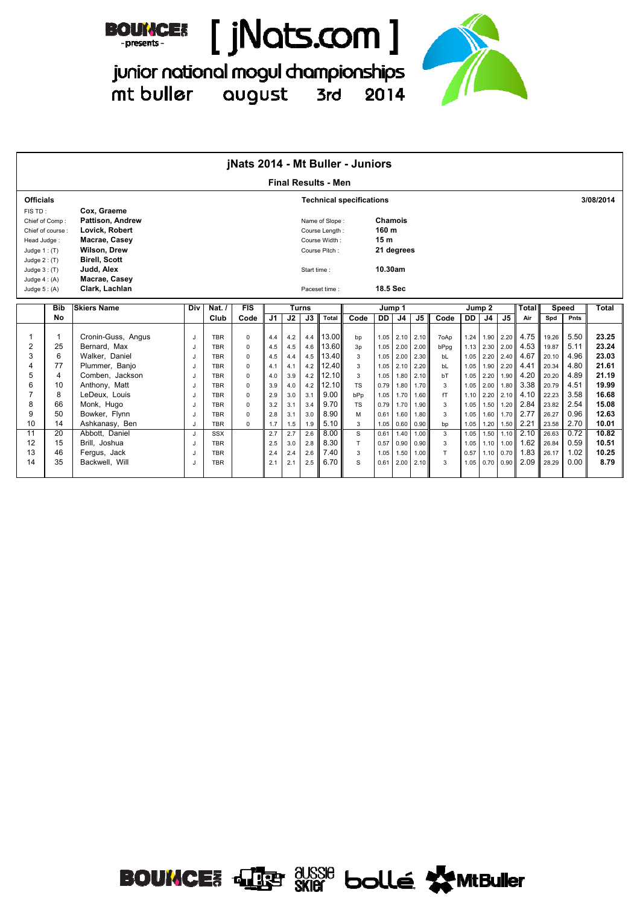# [ jNats.com ]

## junior national mogul championships

mt buller august 3rd 2014

BOUNCE - presents -

## jNats 2014 - Mt Buller - Juniors

### Final Results - Men

**Officials**

| | |
|---|---|
| FIS TD : | **Cox, Graeme** |
| Chief of Comp : | **Pattison, Andrew** |
| Chief of course : | **Lovick, Robert** |
| Head Judge : | **Macrae, Casey** |
| Judge 1 : (T) | **Wilson, Drew** |
| Judge 2 : (T) | **Birell, Scott** |
| Judge 3 : (T) | **Judd, Alex** |
| Judge 4 : (A) | **Macrae, Casey** |
| Judge 5 : (A) | **Clark, Lachlan** |

**Technical specifications** — 3/08/2014

| | |
|---|---|
| Name of Slope : | **Chamois** |
| Course Length : | **160 m** |
| Course Width : | **15 m** |
| Course Pitch : | **21 degrees** |
| Start time : | **10.30am** |
| Paceset time : | **18.5 Sec** |

| | Bib | Skiers Name | Div | Nat. / | FIS | Turns | | | | Jump 1 | | | | Jump 2 | | | | Total | Speed | | Total |
|---|---|---|---|---|---|---|---|---|---|---|---|---|---|---|---|---|---|---|---|---|---|
| | No | | | Club | Code | J1 | J2 | J3 | Total | Code | DD | J4 | J5 | Code | DD | J4 | J5 | Air | Spd | Pnts | |
| 1 | 1 | Cronin-Guss, Angus | J | TBR | 0 | 4.4 | 4.2 | 4.4 | 13.00 | bp | 1.05 | 2.10 | 2.10 | 7oAp | 1.24 | 1.90 | 2.20 | 4.75 | 19.26 | 5.50 | 23.25 |
| 2 | 25 | Bernard, Max | J | TBR | 0 | 4.5 | 4.5 | 4.6 | 13.60 | 3p | 1.05 | 2.00 | 2.00 | bPpg | 1.13 | 2.30 | 2.00 | 4.53 | 19.87 | 5.11 | 23.24 |
| 3 | 6 | Walker, Daniel | J | TBR | 0 | 4.5 | 4.4 | 4.5 | 13.40 | 3 | 1.05 | 2.00 | 2.30 | bL | 1.05 | 2.20 | 2.40 | 4.67 | 20.10 | 4.96 | 23.03 |
| 4 | 77 | Plummer, Banjo | J | TBR | 0 | 4.1 | 4.1 | 4.2 | 12.40 | 3 | 1.05 | 2.10 | 2.20 | bL | 1.05 | 1.90 | 2.20 | 4.41 | 20.34 | 4.80 | 21.61 |
| 5 | 4 | Comben, Jackson | J | TBR | 0 | 4.0 | 3.9 | 4.2 | 12.10 | 3 | 1.05 | 1.80 | 2.10 | bT | 1.05 | 2.20 | 1.90 | 4.20 | 20.20 | 4.89 | 21.19 |
| 6 | 10 | Anthony, Matt | J | TBR | 0 | 3.9 | 4.0 | 4.2 | 12.10 | TS | 0.79 | 1.80 | 1.70 | 3 | 1.05 | 2.00 | 1.80 | 3.38 | 20.79 | 4.51 | 19.99 |
| 7 | 8 | LeDeux, Louis | J | TBR | 0 | 2.9 | 3.0 | 3.1 | 9.00 | bPp | 1.05 | 1.70 | 1.60 | fT | 1.10 | 2.20 | 2.10 | 4.10 | 22.23 | 3.58 | 16.68 |
| 8 | 66 | Monk, Hugo | J | TBR | 0 | 3.2 | 3.1 | 3.4 | 9.70 | TS | 0.79 | 1.70 | 1.90 | 3 | 1.05 | 1.50 | 1.20 | 2.84 | 23.82 | 2.54 | 15.08 |
| 9 | 50 | Bowker, Flynn | J | TBR | 0 | 2.8 | 3.1 | 3.0 | 8.90 | M | 0.61 | 1.60 | 1.80 | 3 | 1.05 | 1.60 | 1.70 | 2.77 | 26.27 | 0.96 | 12.63 |
| 10 | 14 | Ashkanasy, Ben | J | TBR | 0 | 1.7 | 1.5 | 1.9 | 5.10 | 3 | 1.05 | 0.60 | 0.90 | bp | 1.05 | 1.20 | 1.50 | 2.21 | 23.58 | 2.70 | 10.01 |
| 11 | 20 | Abbott, Daniel | J | SSX | | 2.7 | 2.7 | 2.6 | 8.00 | S | 0.61 | 1.40 | 1.00 | 3 | 1.05 | 1.50 | 1.10 | 2.10 | 26.63 | 0.72 | 10.82 |
| 12 | 15 | Brill, Joshua | J | TBR | | 2.5 | 3.0 | 2.8 | 8.30 | T | 0.57 | 0.90 | 0.90 | 3 | 1.05 | 1.10 | 1.00 | 1.62 | 26.84 | 0.59 | 10.51 |
| 13 | 46 | Fergus, Jack | J | TBR | | 2.4 | 2.4 | 2.6 | 7.40 | 3 | 1.05 | 1.50 | 1.00 | T | 0.57 | 1.10 | 0.70 | 1.83 | 26.17 | 1.02 | 10.25 |
| 14 | 35 | Backwell, Will | J | TBR | | 2.1 | 2.1 | 2.5 | 6.70 | S | 0.61 | 2.00 | 2.10 | 3 | 1.05 | 0.70 | 0.90 | 2.09 | 28.29 | 0.00 | 8.79 |

BOUNCE aussie skier bollé MtBuller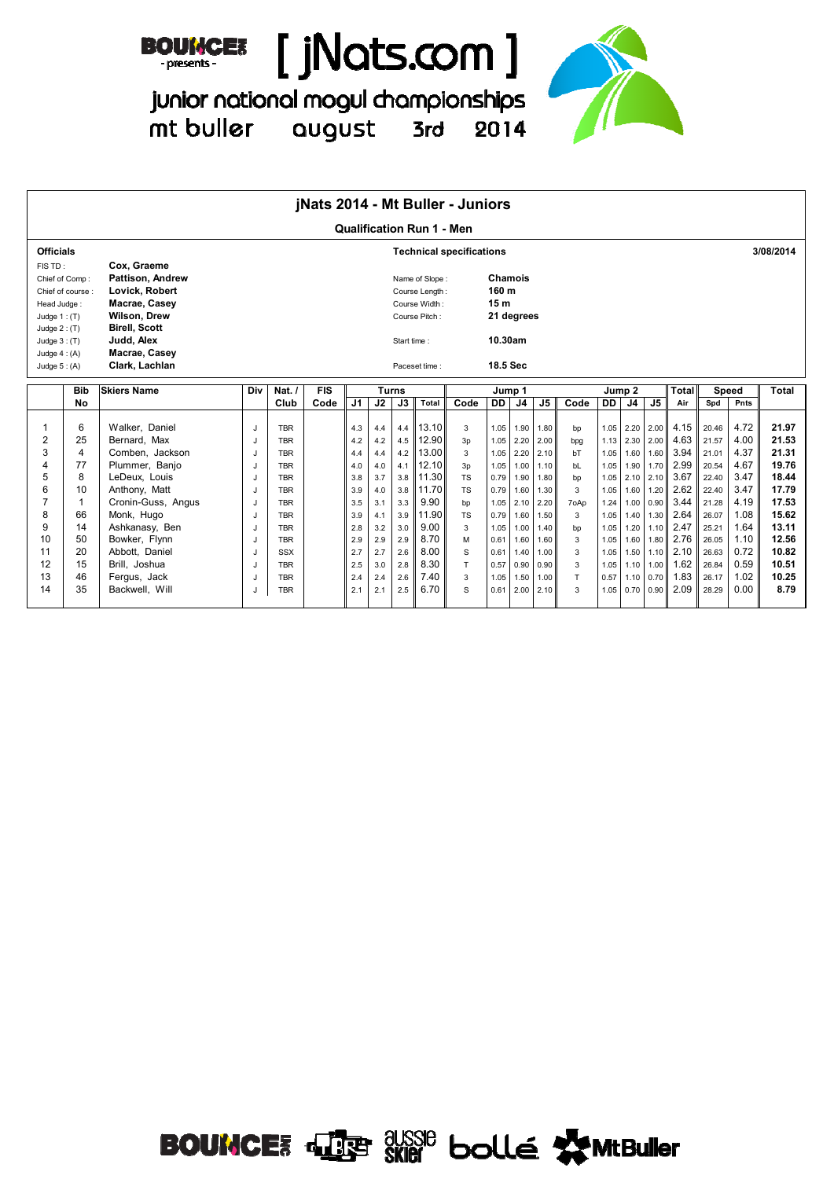BOUNCE - presents -

# [ jNats.com ]

junior national mogul championships
mt buller august 3rd 2014

## jNats 2014 - Mt Buller - Juniors

### Qualification Run 1 - Men

**Officials**

| | |
|---|---|
| FIS TD : | **Cox, Graeme** |
| Chief of Comp : | **Pattison, Andrew** |
| Chief of course : | **Lovick, Robert** |
| Head Judge : | **Macrae, Casey** |
| Judge 1 : (T) | **Wilson, Drew** |
| Judge 2 : (T) | **Birell, Scott** |
| Judge 3 : (T) | **Judd, Alex** |
| Judge 4 : (A) | **Macrae, Casey** |
| Judge 5 : (A) | **Clark, Lachlan** |

**Technical specifications** 3/08/2014

| | |
|---|---|
| Name of Slope : | **Chamois** |
| Course Length : | **160 m** |
| Course Width : | **15 m** |
| Course Pitch : | **21 degrees** |
| Start time : | **10.30am** |
| Paceset time : | **18.5 Sec** |

| | Bib No | Skiers Name | Div | Nat. / Club | FIS Code | Turns J1 | J2 | J3 | Total | Jump 1 Code | DD | J4 | J5 | Jump 2 Code | DD | J4 | J5 | Total Air | Speed Spd | Pnts | Total |
|---|---|---|---|---|---|---|---|---|---|---|---|---|---|---|---|---|---|---|---|---|---|
| 1 | 6 | Walker, Daniel | J | TBR | | 4.3 | 4.4 | 4.4 | 13.10 | 3 | 1.05 | 1.90 | 1.80 | bp | 1.05 | 2.20 | 2.00 | 4.15 | 20.46 | 4.72 | **21.97** |
| 2 | 25 | Bernard, Max | J | TBR | | 4.2 | 4.2 | 4.5 | 12.90 | 3p | 1.05 | 2.20 | 2.00 | bpg | 1.13 | 2.30 | 2.00 | 4.63 | 21.57 | 4.00 | **21.53** |
| 3 | 4 | Comben, Jackson | J | TBR | | 4.4 | 4.4 | 4.2 | 13.00 | 3 | 1.05 | 2.20 | 2.10 | bT | 1.05 | 1.60 | 1.60 | 3.94 | 21.01 | 4.37 | **21.31** |
| 4 | 77 | Plummer, Banjo | J | TBR | | 4.0 | 4.0 | 4.1 | 12.10 | 3p | 1.05 | 1.00 | 1.10 | bL | 1.05 | 1.90 | 1.70 | 2.99 | 20.54 | 4.67 | **19.76** |
| 5 | 8 | LeDeux, Louis | J | TBR | | 3.8 | 3.7 | 3.8 | 11.30 | TS | 0.79 | 1.90 | 1.80 | bp | 1.05 | 2.10 | 2.10 | 3.67 | 22.40 | 3.47 | **18.44** |
| 6 | 10 | Anthony, Matt | J | TBR | | 3.9 | 4.0 | 3.8 | 11.70 | TS | 0.79 | 1.60 | 1.30 | 3 | 1.05 | 1.60 | 1.20 | 2.62 | 22.40 | 3.47 | **17.79** |
| 7 | 1 | Cronin-Guss, Angus | J | TBR | | 3.5 | 3.1 | 3.3 | 9.90 | bp | 1.05 | 2.10 | 2.20 | 7oAp | 1.24 | 1.00 | 0.90 | 3.44 | 21.28 | 4.19 | **17.53** |
| 8 | 66 | Monk, Hugo | J | TBR | | 3.9 | 4.1 | 3.9 | 11.90 | TS | 0.79 | 1.60 | 1.50 | 3 | 1.05 | 1.40 | 1.30 | 2.64 | 26.07 | 1.08 | **15.62** |
| 9 | 14 | Ashkanasy, Ben | J | TBR | | 2.8 | 3.2 | 3.0 | 9.00 | 3 | 1.05 | 1.00 | 1.40 | bp | 1.05 | 1.20 | 1.10 | 2.47 | 25.21 | 1.64 | **13.11** |
| 10 | 50 | Bowker, Flynn | J | TBR | | 2.9 | 2.9 | 2.9 | 8.70 | M | 0.61 | 1.60 | 1.60 | 3 | 1.05 | 1.60 | 1.80 | 2.76 | 26.05 | 1.10 | **12.56** |
| 11 | 20 | Abbott, Daniel | J | SSX | | 2.7 | 2.7 | 2.6 | 8.00 | S | 0.61 | 1.40 | 1.00 | 3 | 1.05 | 1.50 | 1.10 | 2.10 | 26.63 | 0.72 | **10.82** |
| 12 | 15 | Brill, Joshua | J | TBR | | 2.5 | 3.0 | 2.8 | 8.30 | T | 0.57 | 0.90 | 0.90 | 3 | 1.05 | 1.10 | 1.00 | 1.62 | 26.84 | 0.59 | **10.51** |
| 13 | 46 | Fergus, Jack | J | TBR | | 2.4 | 2.4 | 2.6 | 7.40 | 3 | 1.05 | 1.50 | 1.00 | T | 0.57 | 1.10 | 0.70 | 1.83 | 26.17 | 1.02 | **10.25** |
| 14 | 35 | Backwell, Will | J | TBR | | 2.1 | 2.1 | 2.5 | 6.70 | S | 0.61 | 2.00 | 2.10 | 3 | 1.05 | 0.70 | 0.90 | 2.09 | 28.29 | 0.00 | **8.79** |

BOUNCE aussie skier bollé MtBuller